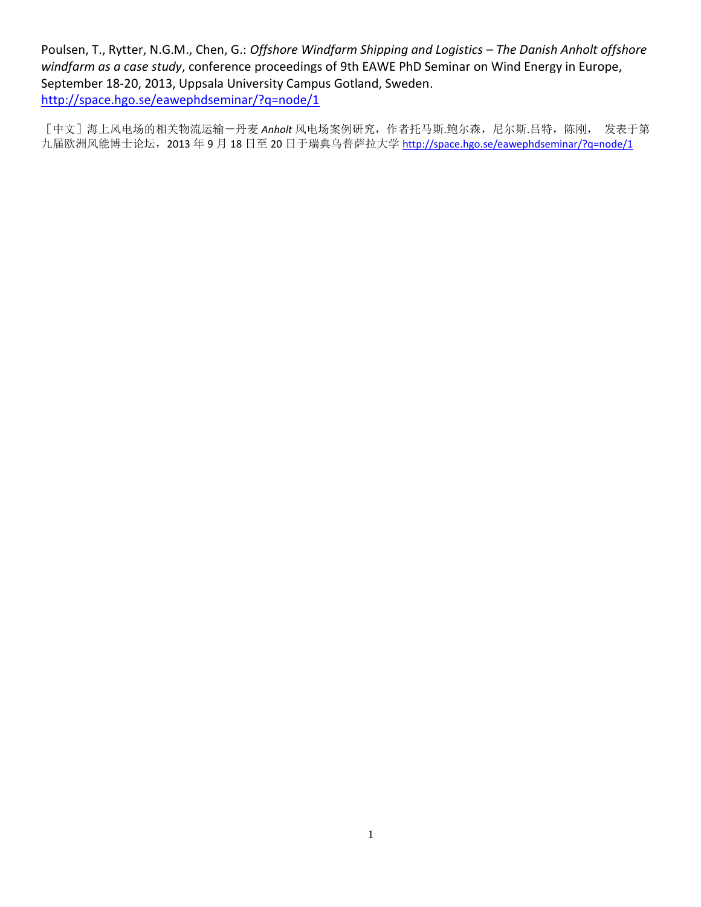Poulsen, T., Rytter, N.G.M., Chen, G.: *Offshore Windfarm Shipping and Logistics – The Danish Anholt offshore windfarm as a case study*, conference proceedings of 9th EAWE PhD Seminar on Wind Energy in Europe, September 18-20, 2013, Uppsala University Campus Gotland, Sweden. http://space.hgo.se/eawephdseminar/?q=node/1

［中文］海上风电场的相关物流运输－丹麦 *Anholt* 风电场案例研究，作者托马斯.鲍尔森，尼尔斯.吕特，陈刚， 发表于第九届欧洲风能博士论坛，2013 年 9 月 18 日至 20 日于瑞典乌普萨拉大学 http://space.hgo.se/eawephdseminar/?q=node/1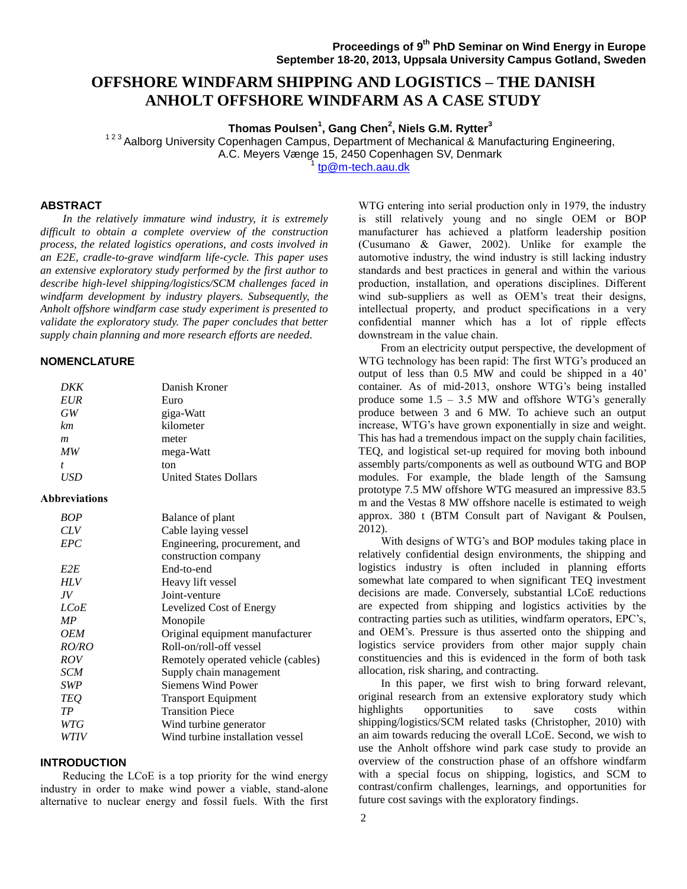# OFFSHORE WINDFARM SHIPPING AND LOGISTICS – THE DANISH ANHOLT OFFSHORE WINDFARM AS A CASE STUDY

**Thomas Poulsen[1], Gang Chen[2], Niels G.M. Rytter[3]**

[1 2 3] Aalborg University Copenhagen Campus, Department of Mechanical & Manufacturing Engineering, A.C. Meyers Vænge 15, 2450 Copenhagen SV, Denmark

[1] tp@m-tech.aau.dk

## ABSTRACT

*In the relatively immature wind industry, it is extremely difficult to obtain a complete overview of the construction process, the related logistics operations, and costs involved in an E2E, cradle-to-grave windfarm life-cycle. This paper uses an extensive exploratory study performed by the first author to describe high-level shipping/logistics/SCM challenges faced in windfarm development by industry players. Subsequently, the Anholt offshore windfarm case study experiment is presented to validate the exploratory study. The paper concludes that better supply chain planning and more research efforts are needed.*

## NOMENCLATURE

| | |
|---|---|
| *DKK* | Danish Kroner |
| *EUR* | Euro |
| *GW* | giga-Watt |
| *km* | kilometer |
| *m* | meter |
| *MW* | mega-Watt |
| *t* | ton |
| *USD* | United States Dollars |

**Abbreviations**

| | |
|---|---|
| *BOP* | Balance of plant |
| *CLV* | Cable laying vessel |
| *EPC* | Engineering, procurement, and construction company |
| *E2E* | End-to-end |
| *HLV* | Heavy lift vessel |
| *JV* | Joint-venture |
| *LCoE* | Levelized Cost of Energy |
| *MP* | Monopile |
| *OEM* | Original equipment manufacturer |
| *RO/RO* | Roll-on/roll-off vessel |
| *ROV* | Remotely operated vehicle (cables) |
| *SCM* | Supply chain management |
| *SWP* | Siemens Wind Power |
| *TEQ* | Transport Equipment |
| *TP* | Transition Piece |
| *WTG* | Wind turbine generator |
| *WTIV* | Wind turbine installation vessel |

## INTRODUCTION

Reducing the LCoE is a top priority for the wind energy industry in order to make wind power a viable, stand-alone alternative to nuclear energy and fossil fuels. With the first WTG entering into serial production only in 1979, the industry is still relatively young and no single OEM or BOP manufacturer has achieved a platform leadership position (Cusumano & Gawer, 2002). Unlike for example the automotive industry, the wind industry is still lacking industry standards and best practices in general and within the various production, installation, and operations disciplines. Different wind sub-suppliers as well as OEM's treat their designs, intellectual property, and product specifications in a very confidential manner which has a lot of ripple effects downstream in the value chain.

From an electricity output perspective, the development of WTG technology has been rapid: The first WTG's produced an output of less than 0.5 MW and could be shipped in a 40' container. As of mid-2013, onshore WTG's being installed produce some 1.5 – 3.5 MW and offshore WTG's generally produce between 3 and 6 MW. To achieve such an output increase, WTG's have grown exponentially in size and weight. This has had a tremendous impact on the supply chain facilities, TEQ, and logistical set-up required for moving both inbound assembly parts/components as well as outbound WTG and BOP modules. For example, the blade length of the Samsung prototype 7.5 MW offshore WTG measured an impressive 83.5 m and the Vestas 8 MW offshore nacelle is estimated to weigh approx. 380 t (BTM Consult part of Navigant & Poulsen, 2012).

With designs of WTG's and BOP modules taking place in relatively confidential design environments, the shipping and logistics industry is often included in planning efforts somewhat late compared to when significant TEQ investment decisions are made. Conversely, substantial LCoE reductions are expected from shipping and logistics activities by the contracting parties such as utilities, windfarm operators, EPC's, and OEM's. Pressure is thus asserted onto the shipping and logistics service providers from other major supply chain constituencies and this is evidenced in the form of both task allocation, risk sharing, and contracting.

In this paper, we first wish to bring forward relevant, original research from an extensive exploratory study which highlights opportunities to save costs within shipping/logistics/SCM related tasks (Christopher, 2010) with an aim towards reducing the overall LCoE. Second, we wish to use the Anholt offshore wind park case study to provide an overview of the construction phase of an offshore windfarm with a special focus on shipping, logistics, and SCM to contrast/confirm challenges, learnings, and opportunities for future cost savings with the exploratory findings.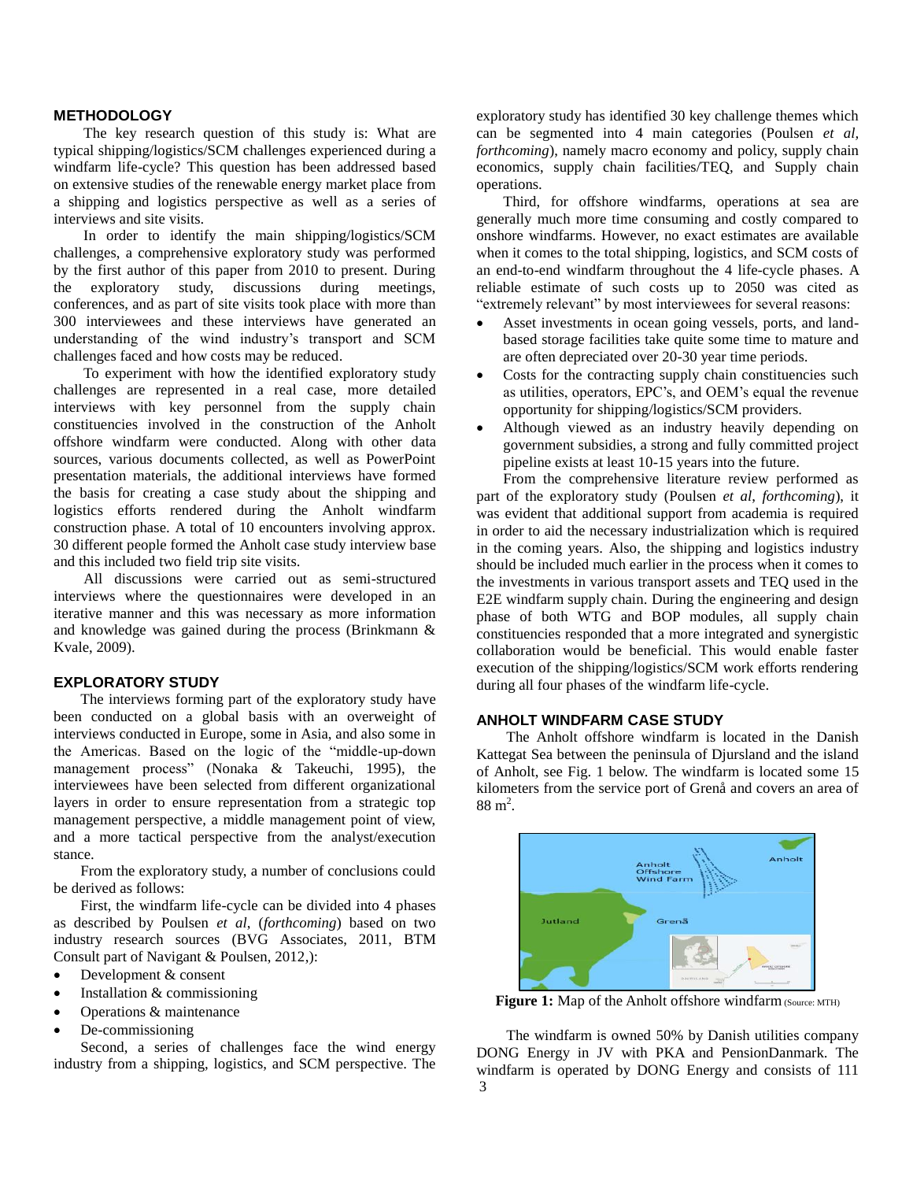## METHODOLOGY

The key research question of this study is: What are typical shipping/logistics/SCM challenges experienced during a windfarm life-cycle? This question has been addressed based on extensive studies of the renewable energy market place from a shipping and logistics perspective as well as a series of interviews and site visits.

In order to identify the main shipping/logistics/SCM challenges, a comprehensive exploratory study was performed by the first author of this paper from 2010 to present. During the exploratory study, discussions during meetings, conferences, and as part of site visits took place with more than 300 interviewees and these interviews have generated an understanding of the wind industry's transport and SCM challenges faced and how costs may be reduced.

To experiment with how the identified exploratory study challenges are represented in a real case, more detailed interviews with key personnel from the supply chain constituencies involved in the construction of the Anholt offshore windfarm were conducted. Along with other data sources, various documents collected, as well as PowerPoint presentation materials, the additional interviews have formed the basis for creating a case study about the shipping and logistics efforts rendered during the Anholt windfarm construction phase. A total of 10 encounters involving approx. 30 different people formed the Anholt case study interview base and this included two field trip site visits.

All discussions were carried out as semi-structured interviews where the questionnaires were developed in an iterative manner and this was necessary as more information and knowledge was gained during the process (Brinkmann & Kvale, 2009).

## EXPLORATORY STUDY

The interviews forming part of the exploratory study have been conducted on a global basis with an overweight of interviews conducted in Europe, some in Asia, and also some in the Americas. Based on the logic of the "middle-up-down management process" (Nonaka & Takeuchi, 1995), the interviewees have been selected from different organizational layers in order to ensure representation from a strategic top management perspective, a middle management point of view, and a more tactical perspective from the analyst/execution stance.

From the exploratory study, a number of conclusions could be derived as follows:

First, the windfarm life-cycle can be divided into 4 phases as described by Poulsen *et al*, (*forthcoming*) based on two industry research sources (BVG Associates, 2011, BTM Consult part of Navigant & Poulsen, 2012,):

- Development & consent
- Installation & commissioning
- Operations & maintenance
- De-commissioning

Second, a series of challenges face the wind energy industry from a shipping, logistics, and SCM perspective. The exploratory study has identified 30 key challenge themes which can be segmented into 4 main categories (Poulsen *et al*, *forthcoming*), namely macro economy and policy, supply chain economics, supply chain facilities/TEQ, and Supply chain operations.

Third, for offshore windfarms, operations at sea are generally much more time consuming and costly compared to onshore windfarms. However, no exact estimates are available when it comes to the total shipping, logistics, and SCM costs of an end-to-end windfarm throughout the 4 life-cycle phases. A reliable estimate of such costs up to 2050 was cited as "extremely relevant" by most interviewees for several reasons:

- Asset investments in ocean going vessels, ports, and land-based storage facilities take quite some time to mature and are often depreciated over 20-30 year time periods.
- Costs for the contracting supply chain constituencies such as utilities, operators, EPC's, and OEM's equal the revenue opportunity for shipping/logistics/SCM providers.
- Although viewed as an industry heavily depending on government subsidies, a strong and fully committed project pipeline exists at least 10-15 years into the future.

From the comprehensive literature review performed as part of the exploratory study (Poulsen *et al*, *forthcoming*), it was evident that additional support from academia is required in order to aid the necessary industrialization which is required in the coming years. Also, the shipping and logistics industry should be included much earlier in the process when it comes to the investments in various transport assets and TEQ used in the E2E windfarm supply chain. During the engineering and design phase of both WTG and BOP modules, all supply chain constituencies responded that a more integrated and synergistic collaboration would be beneficial. This would enable faster execution of the shipping/logistics/SCM work efforts rendering during all four phases of the windfarm life-cycle.

## ANHOLT WINDFARM CASE STUDY

The Anholt offshore windfarm is located in the Danish Kattegat Sea between the peninsula of Djursland and the island of Anholt, see Fig. 1 below. The windfarm is located some 15 kilometers from the service port of Grenå and covers an area of 88 $m^2$.

**Figure 1:** Map of the Anholt offshore windfarm (Source: MTH)

The windfarm is owned 50% by Danish utilities company DONG Energy in JV with PKA and PensionDanmark. The windfarm is operated by DONG Energy and consists of 111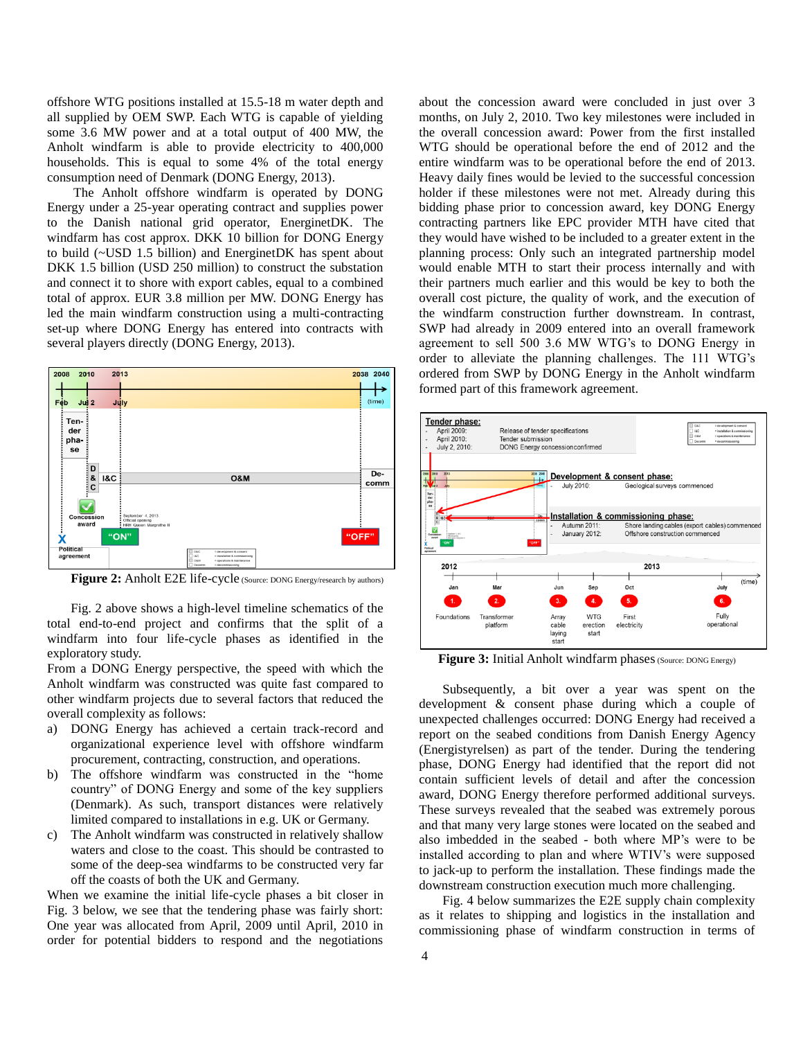offshore WTG positions installed at 15.5-18 m water depth and all supplied by OEM SWP. Each WTG is capable of yielding some 3.6 MW power and at a total output of 400 MW, the Anholt windfarm is able to provide electricity to 400,000 households. This is equal to some 4% of the total energy consumption need of Denmark (DONG Energy, 2013).

The Anholt offshore windfarm is operated by DONG Energy under a 25-year operating contract and supplies power to the Danish national grid operator, EnerginetDK. The windfarm has cost approx. DKK 10 billion for DONG Energy to build (~USD 1.5 billion) and EnerginetDK has spent about DKK 1.5 billion (USD 250 million) to construct the substation and connect it to shore with export cables, equal to a combined total of approx. EUR 3.8 million per MW. DONG Energy has led the main windfarm construction using a multi-contracting set-up where DONG Energy has entered into contracts with several players directly (DONG Energy, 2013).

**Figure 2:** Anholt E2E life-cycle (Source: DONG Energy/research by authors)

Fig. 2 above shows a high-level timeline schematics of the total end-to-end project and confirms that the split of a windfarm into four life-cycle phases as identified in the exploratory study.

From a DONG Energy perspective, the speed with which the Anholt windfarm was constructed was quite fast compared to other windfarm projects due to several factors that reduced the overall complexity as follows:

a) DONG Energy has achieved a certain track-record and organizational experience level with offshore windfarm procurement, contracting, construction, and operations.
b) The offshore windfarm was constructed in the "home country" of DONG Energy and some of the key suppliers (Denmark). As such, transport distances were relatively limited compared to installations in e.g. UK or Germany.
c) The Anholt windfarm was constructed in relatively shallow waters and close to the coast. This should be contrasted to some of the deep-sea windfarms to be constructed very far off the coasts of both the UK and Germany.

When we examine the initial life-cycle phases a bit closer in Fig. 3 below, we see that the tendering phase was fairly short: One year was allocated from April, 2009 until April, 2010 in order for potential bidders to respond and the negotiations about the concession award were concluded in just over 3 months, on July 2, 2010. Two key milestones were included in the overall concession award: Power from the first installed WTG should be operational before the end of 2012 and the entire windfarm was to be operational before the end of 2013. Heavy daily fines would be levied to the successful concession holder if these milestones were not met. Already during this bidding phase prior to concession award, key DONG Energy contracting partners like EPC provider MTH have cited that they would have wished to be included to a greater extent in the planning process: Only such an integrated partnership model would enable MTH to start their process internally and with their partners much earlier and this would be key to both the overall cost picture, the quality of work, and the execution of the windfarm construction further downstream. In contrast, SWP had already in 2009 entered into an overall framework agreement to sell 500 3.6 MW WTG's to DONG Energy in order to alleviate the planning challenges. The 111 WTG's ordered from SWP by DONG Energy in the Anholt windfarm formed part of this framework agreement.

**Figure 3:** Initial Anholt windfarm phases (Source: DONG Energy)

Subsequently, a bit over a year was spent on the development & consent phase during which a couple of unexpected challenges occurred: DONG Energy had received a report on the seabed conditions from Danish Energy Agency (Energistyrelsen) as part of the tender. During the tendering phase, DONG Energy had identified that the report did not contain sufficient levels of detail and after the concession award, DONG Energy therefore performed additional surveys. These surveys revealed that the seabed was extremely porous and that many very large stones were located on the seabed and also imbedded in the seabed - both where MP's were to be installed according to plan and where WTIV's were supposed to jack-up to perform the installation. These findings made the downstream construction execution much more challenging.

Fig. 4 below summarizes the E2E supply chain complexity as it relates to shipping and logistics in the installation and commissioning phase of windfarm construction in terms of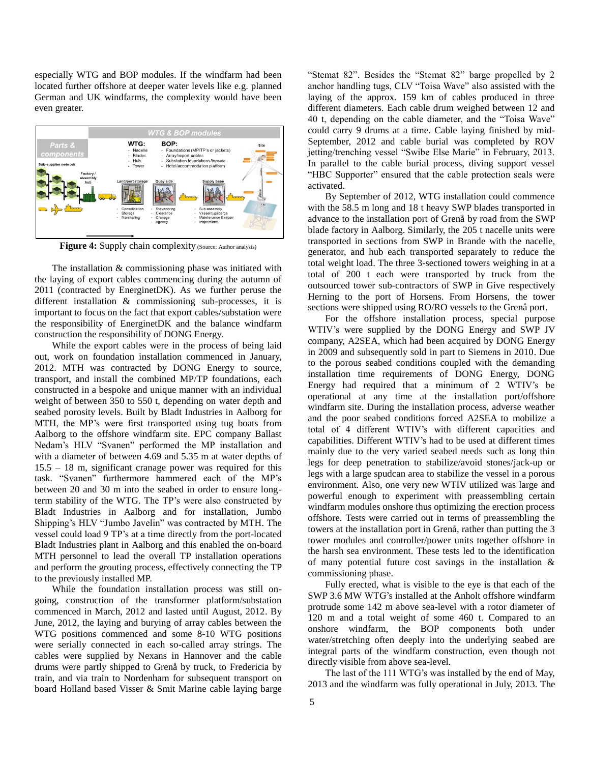especially WTG and BOP modules. If the windfarm had been located further offshore at deeper water levels like e.g. planned German and UK windfarms, the complexity would have been even greater.

**Figure 4:** Supply chain complexity (Source: Author analysis)

The installation & commissioning phase was initiated with the laying of export cables commencing during the autumn of 2011 (contracted by EnerginetDK). As we further peruse the different installation & commissioning sub-processes, it is important to focus on the fact that export cables/substation were the responsibility of EnerginetDK and the balance windfarm construction the responsibility of DONG Energy.

While the export cables were in the process of being laid out, work on foundation installation commenced in January, 2012. MTH was contracted by DONG Energy to source, transport, and install the combined MP/TP foundations, each constructed in a bespoke and unique manner with an individual weight of between 350 to 550 t, depending on water depth and seabed porosity levels. Built by Bladt Industries in Aalborg for MTH, the MP's were first transported using tug boats from Aalborg to the offshore windfarm site. EPC company Ballast Nedam's HLV "Svanen" performed the MP installation and with a diameter of between 4.69 and 5.35 m at water depths of 15.5 – 18 m, significant cranage power was required for this task. "Svanen" furthermore hammered each of the MP's between 20 and 30 m into the seabed in order to ensure long-term stability of the WTG. The TP's were also constructed by Bladt Industries in Aalborg and for installation, Jumbo Shipping's HLV "Jumbo Javelin" was contracted by MTH. The vessel could load 9 TP's at a time directly from the port-located Bladt Industries plant in Aalborg and this enabled the on-board MTH personnel to lead the overall TP installation operations and perform the grouting process, effectively connecting the TP to the previously installed MP.

While the foundation installation process was still on-going, construction of the transformer platform/substation commenced in March, 2012 and lasted until August, 2012. By June, 2012, the laying and burying of array cables between the WTG positions commenced and some 8-10 WTG positions were serially connected in each so-called array strings. The cables were supplied by Nexans in Hannover and the cable drums were partly shipped to Grenå by truck, to Fredericia by train, and via train to Nordenham for subsequent transport on board Holland based Visser & Smit Marine cable laying barge "Stemat 82". Besides the "Stemat 82" barge propelled by 2 anchor handling tugs, CLV "Toisa Wave" also assisted with the laying of the approx. 159 km of cables produced in three different diameters. Each cable drum weighed between 12 and 40 t, depending on the cable diameter, and the "Toisa Wave" could carry 9 drums at a time. Cable laying finished by mid-September, 2012 and cable burial was completed by ROV jetting/trenching vessel "Swibe Else Marie" in February, 2013. In parallel to the cable burial process, diving support vessel "HBC Supporter" ensured that the cable protection seals were activated.

By September of 2012, WTG installation could commence with the 58.5 m long and 18 t heavy SWP blades transported in advance to the installation port of Grenå by road from the SWP blade factory in Aalborg. Similarly, the 205 t nacelle units were transported in sections from SWP in Brande with the nacelle, generator, and hub each transported separately to reduce the total weight load. The three 3-sectioned towers weighing in at a total of 200 t each were transported by truck from the outsourced tower sub-contractors of SWP in Give respectively Herning to the port of Horsens. From Horsens, the tower sections were shipped using RO/RO vessels to the Grenå port.

For the offshore installation process, special purpose WTIV's were supplied by the DONG Energy and SWP JV company, A2SEA, which had been acquired by DONG Energy in 2009 and subsequently sold in part to Siemens in 2010. Due to the porous seabed conditions coupled with the demanding installation time requirements of DONG Energy, DONG Energy had required that a minimum of 2 WTIV's be operational at any time at the installation port/offshore windfarm site. During the installation process, adverse weather and the poor seabed conditions forced A2SEA to mobilize a total of 4 different WTIV's with different capacities and capabilities. Different WTIV's had to be used at different times mainly due to the very varied seabed needs such as long thin legs for deep penetration to stabilize/avoid stones/jack-up or legs with a large spudcan area to stabilize the vessel in a porous environment. Also, one very new WTIV utilized was large and powerful enough to experiment with preassembling certain windfarm modules onshore thus optimizing the erection process offshore. Tests were carried out in terms of preassembling the towers at the installation port in Grenå, rather than putting the 3 tower modules and controller/power units together offshore in the harsh sea environment. These tests led to the identification of many potential future cost savings in the installation & commissioning phase.

Fully erected, what is visible to the eye is that each of the SWP 3.6 MW WTG's installed at the Anholt offshore windfarm protrude some 142 m above sea-level with a rotor diameter of 120 m and a total weight of some 460 t. Compared to an onshore windfarm, the BOP components both under water/stretching often deeply into the underlying seabed are integral parts of the windfarm construction, even though not directly visible from above sea-level.

The last of the 111 WTG's was installed by the end of May, 2013 and the windfarm was fully operational in July, 2013. The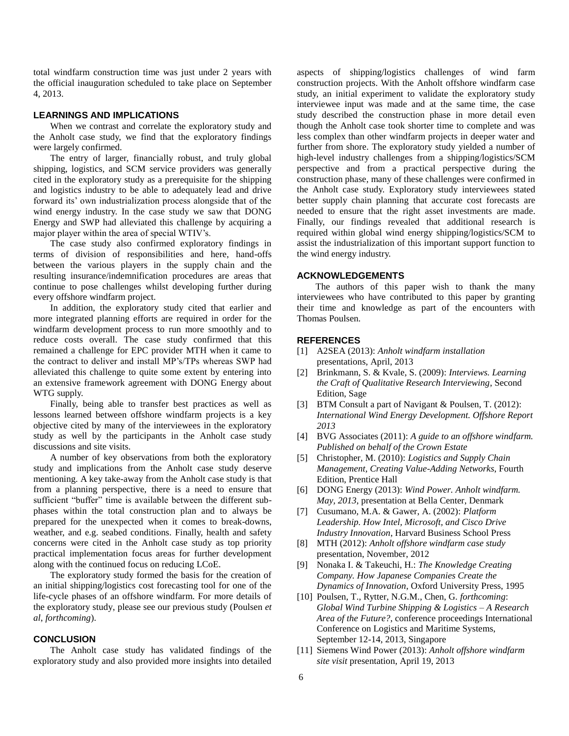total windfarm construction time was just under 2 years with the official inauguration scheduled to take place on September 4, 2013.

## LEARNINGS AND IMPLICATIONS

When we contrast and correlate the exploratory study and the Anholt case study, we find that the exploratory findings were largely confirmed.

The entry of larger, financially robust, and truly global shipping, logistics, and SCM service providers was generally cited in the exploratory study as a prerequisite for the shipping and logistics industry to be able to adequately lead and drive forward its' own industrialization process alongside that of the wind energy industry. In the case study we saw that DONG Energy and SWP had alleviated this challenge by acquiring a major player within the area of special WTIV's.

The case study also confirmed exploratory findings in terms of division of responsibilities and here, hand-offs between the various players in the supply chain and the resulting insurance/indemnification procedures are areas that continue to pose challenges whilst developing further during every offshore windfarm project.

In addition, the exploratory study cited that earlier and more integrated planning efforts are required in order for the windfarm development process to run more smoothly and to reduce costs overall. The case study confirmed that this remained a challenge for EPC provider MTH when it came to the contract to deliver and install MP's/TPs whereas SWP had alleviated this challenge to quite some extent by entering into an extensive framework agreement with DONG Energy about WTG supply.

Finally, being able to transfer best practices as well as lessons learned between offshore windfarm projects is a key objective cited by many of the interviewees in the exploratory study as well by the participants in the Anholt case study discussions and site visits.

A number of key observations from both the exploratory study and implications from the Anholt case study deserve mentioning. A key take-away from the Anholt case study is that from a planning perspective, there is a need to ensure that sufficient "buffer" time is available between the different sub-phases within the total construction plan and to always be prepared for the unexpected when it comes to break-downs, weather, and e.g. seabed conditions. Finally, health and safety concerns were cited in the Anholt case study as top priority practical implementation focus areas for further development along with the continued focus on reducing LCoE.

The exploratory study formed the basis for the creation of an initial shipping/logistics cost forecasting tool for one of the life-cycle phases of an offshore windfarm. For more details of the exploratory study, please see our previous study (Poulsen *et al, forthcoming*).

## CONCLUSION

The Anholt case study has validated findings of the exploratory study and also provided more insights into detailed aspects of shipping/logistics challenges of wind farm construction projects. With the Anholt offshore windfarm case study, an initial experiment to validate the exploratory study interviewee input was made and at the same time, the case study described the construction phase in more detail even though the Anholt case took shorter time to complete and was less complex than other windfarm projects in deeper water and further from shore. The exploratory study yielded a number of high-level industry challenges from a shipping/logistics/SCM perspective and from a practical perspective during the construction phase, many of these challenges were confirmed in the Anholt case study. Exploratory study interviewees stated better supply chain planning that accurate cost forecasts are needed to ensure that the right asset investments are made. Finally, our findings revealed that additional research is required within global wind energy shipping/logistics/SCM to assist the industrialization of this important support function to the wind energy industry.

## ACKNOWLEDGEMENTS

The authors of this paper wish to thank the many interviewees who have contributed to this paper by granting their time and knowledge as part of the encounters with Thomas Poulsen.

## REFERENCES

[1] A2SEA (2013): *Anholt windfarm installation* presentations, April, 2013

[2] Brinkmann, S. & Kvale, S. (2009): *Interviews. Learning the Craft of Qualitative Research Interviewing*, Second Edition, Sage

[3] BTM Consult a part of Navigant & Poulsen, T. (2012): *International Wind Energy Development. Offshore Report 2013*

[4] BVG Associates (2011): *A guide to an offshore windfarm. Published on behalf of the Crown Estate*

[5] Christopher, M. (2010): *Logistics and Supply Chain Management, Creating Value-Adding Networks*, Fourth Edition, Prentice Hall

[6] DONG Energy (2013): *Wind Power. Anholt windfarm. May, 2013*, presentation at Bella Center, Denmark

[7] Cusumano, M.A. & Gawer, A. (2002): *Platform Leadership. How Intel, Microsoft, and Cisco Drive Industry Innovation*, Harvard Business School Press

[8] MTH (2012): *Anholt offshore windfarm case study* presentation, November, 2012

[9] Nonaka I. & Takeuchi, H.: *The Knowledge Creating Company. How Japanese Companies Create the Dynamics of Innovation*, Oxford University Press, 1995

[10] Poulsen, T., Rytter, N.G.M., Chen, G. *forthcoming*: *Global Wind Turbine Shipping & Logistics – A Research Area of the Future?*, conference proceedings International Conference on Logistics and Maritime Systems, September 12-14, 2013, Singapore

[11] Siemens Wind Power (2013): *Anholt offshore windfarm site visit* presentation, April 19, 2013